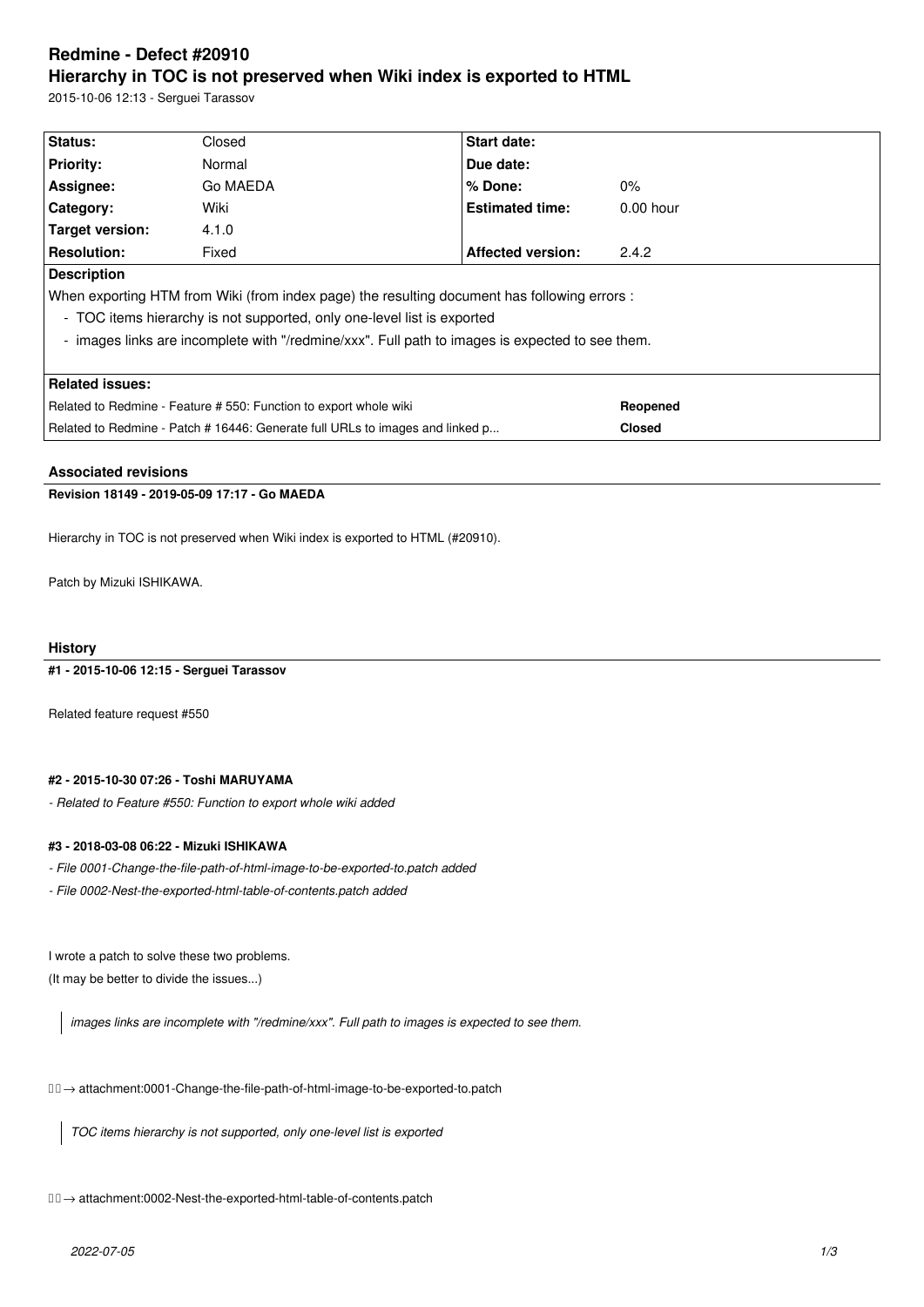# Redmine - Defect #20910
# Hierarchy in TOC is not preserved when Wiki index is exported to HTML

2015-10-06 12:13 - Serguei Tarassov

| **Status:** | Closed | **Start date:** | |
|---|---|---|---|
| **Priority:** | Normal | **Due date:** | |
| **Assignee:** | Go MAEDA | **% Done:** | 0% |
| **Category:** | Wiki | **Estimated time:** | 0.00 hour |
| **Target version:** | 4.1.0 | | |
| **Resolution:** | Fixed | **Affected version:** | 2.4.2 |

**Description**

When exporting HTM from Wiki (from index page) the resulting document has following errors :

- TOC items hierarchy is not supported, only one-level list is exported
- images links are incomplete with "/redmine/xxx". Full path to images is expected to see them.

**Related issues:**

| | |
|---|---|
| Related to Redmine - Feature # 550: Function to export whole wiki | **Reopened** |
| Related to Redmine - Patch # 16446: Generate full URLs to images and linked p... | **Closed** |

## Associated revisions

### Revision 18149 - 2019-05-09 17:17 - Go MAEDA

Hierarchy in TOC is not preserved when Wiki index is exported to HTML (#20910).

Patch by Mizuki ISHIKAWA.

## History

### #1 - 2015-10-06 12:15 - Serguei Tarassov

Related feature request #550

### #2 - 2015-10-30 07:26 - Toshi MARUYAMA

*- Related to Feature #550: Function to export whole wiki added*

### #3 - 2018-03-08 06:22 - Mizuki ISHIKAWA

*- File 0001-Change-the-file-path-of-html-image-to-be-exported-to.patch added*

*- File 0002-Nest-the-exported-html-table-of-contents.patch added*

I wrote a patch to solve these two problems.
(It may be better to divide the issues...)

> *images links are incomplete with "/redmine/xxx". Full path to images is expected to see them.*

→ attachment:0001-Change-the-file-path-of-html-image-to-be-exported-to.patch

> *TOC items hierarchy is not supported, only one-level list is exported*

→ attachment:0002-Nest-the-exported-html-table-of-contents.patch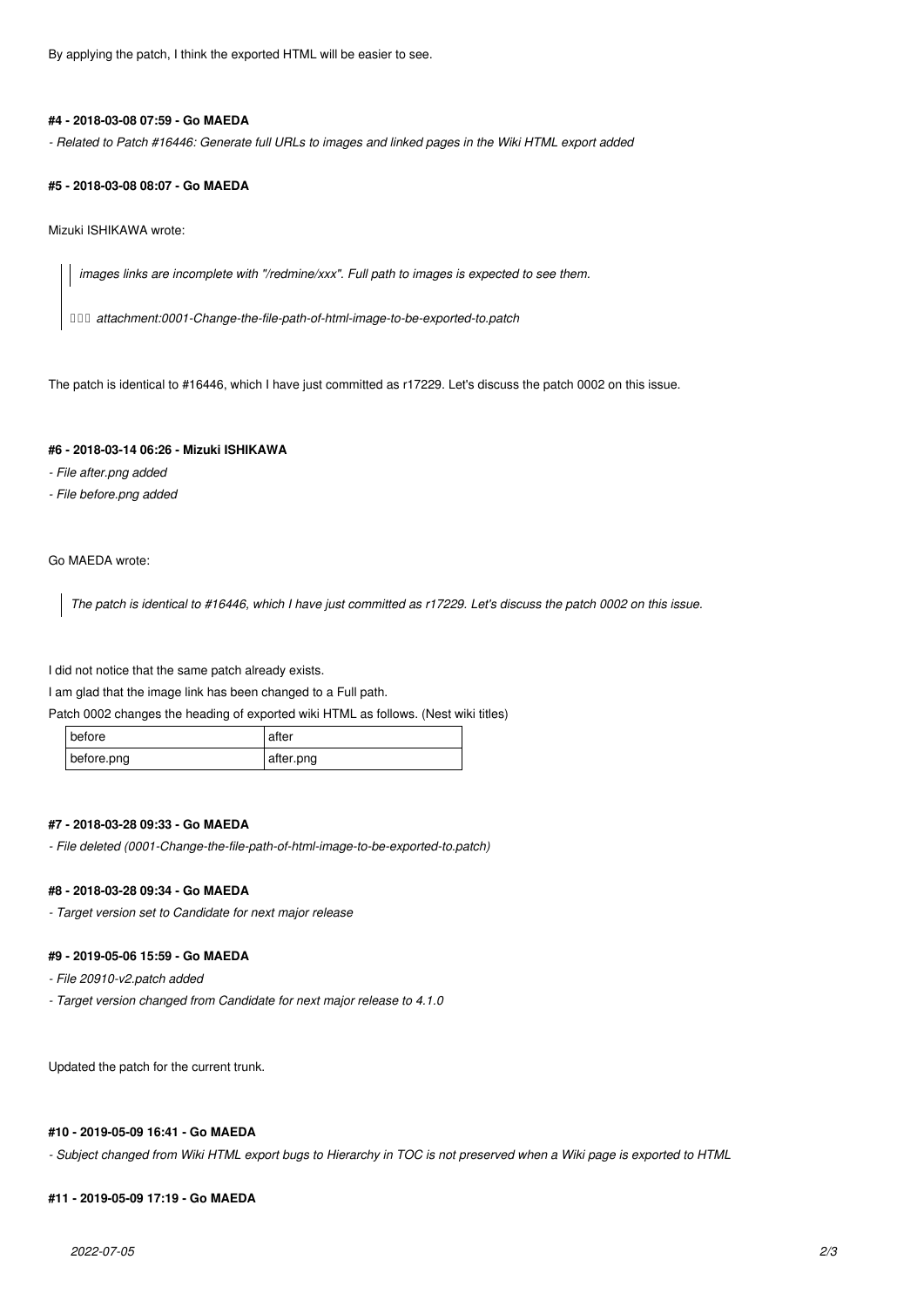By applying the patch, I think the exported HTML will be easier to see.

#### #4 - 2018-03-08 07:59 - Go MAEDA

*- Related to Patch #16446: Generate full URLs to images and linked pages in the Wiki HTML export added*

#### #5 - 2018-03-08 08:07 - Go MAEDA

Mizuki ISHIKAWA wrote:

> *images links are incomplete with "/redmine/xxx". Full path to images is expected to see them.*
>
> □□□ *attachment:0001-Change-the-file-path-of-html-image-to-be-exported-to.patch*

The patch is identical to #16446, which I have just committed as r17229. Let's discuss the patch 0002 on this issue.

#### #6 - 2018-03-14 06:26 - Mizuki ISHIKAWA

*- File after.png added*

*- File before.png added*

Go MAEDA wrote:

> *The patch is identical to #16446, which I have just committed as r17229. Let's discuss the patch 0002 on this issue.*

I did not notice that the same patch already exists.

I am glad that the image link has been changed to a Full path.

Patch 0002 changes the heading of exported wiki HTML as follows. (Nest wiki titles)

| before | after |
|---|---|
| before.png | after.png |

#### #7 - 2018-03-28 09:33 - Go MAEDA

*- File deleted (0001-Change-the-file-path-of-html-image-to-be-exported-to.patch)*

#### #8 - 2018-03-28 09:34 - Go MAEDA

*- Target version set to Candidate for next major release*

#### #9 - 2019-05-06 15:59 - Go MAEDA

*- File 20910-v2.patch added*

*- Target version changed from Candidate for next major release to 4.1.0*

Updated the patch for the current trunk.

#### #10 - 2019-05-09 16:41 - Go MAEDA

*- Subject changed from Wiki HTML export bugs to Hierarchy in TOC is not preserved when a Wiki page is exported to HTML*

#### #11 - 2019-05-09 17:19 - Go MAEDA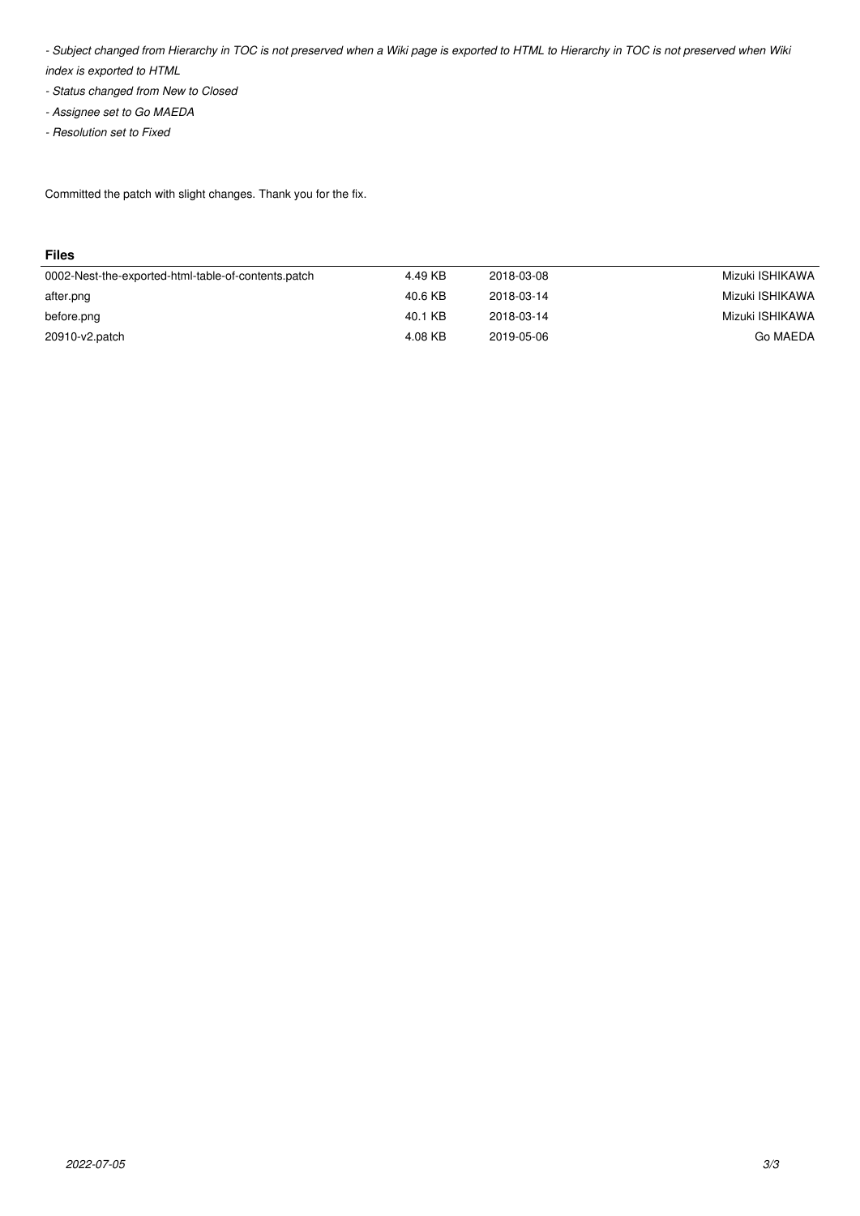- *Subject changed from Hierarchy in TOC is not preserved when a Wiki page is exported to HTML to Hierarchy in TOC is not preserved when Wiki index is exported to HTML*
- *Status changed from New to Closed*
- *Assignee set to Go MAEDA*
- *Resolution set to Fixed*

Committed the patch with slight changes. Thank you for the fix.

**Files**

| | | | |
|---|---|---|---|
| 0002-Nest-the-exported-html-table-of-contents.patch | 4.49 KB | 2018-03-08 | Mizuki ISHIKAWA |
| after.png | 40.6 KB | 2018-03-14 | Mizuki ISHIKAWA |
| before.png | 40.1 KB | 2018-03-14 | Mizuki ISHIKAWA |
| 20910-v2.patch | 4.08 KB | 2019-05-06 | Go MAEDA |